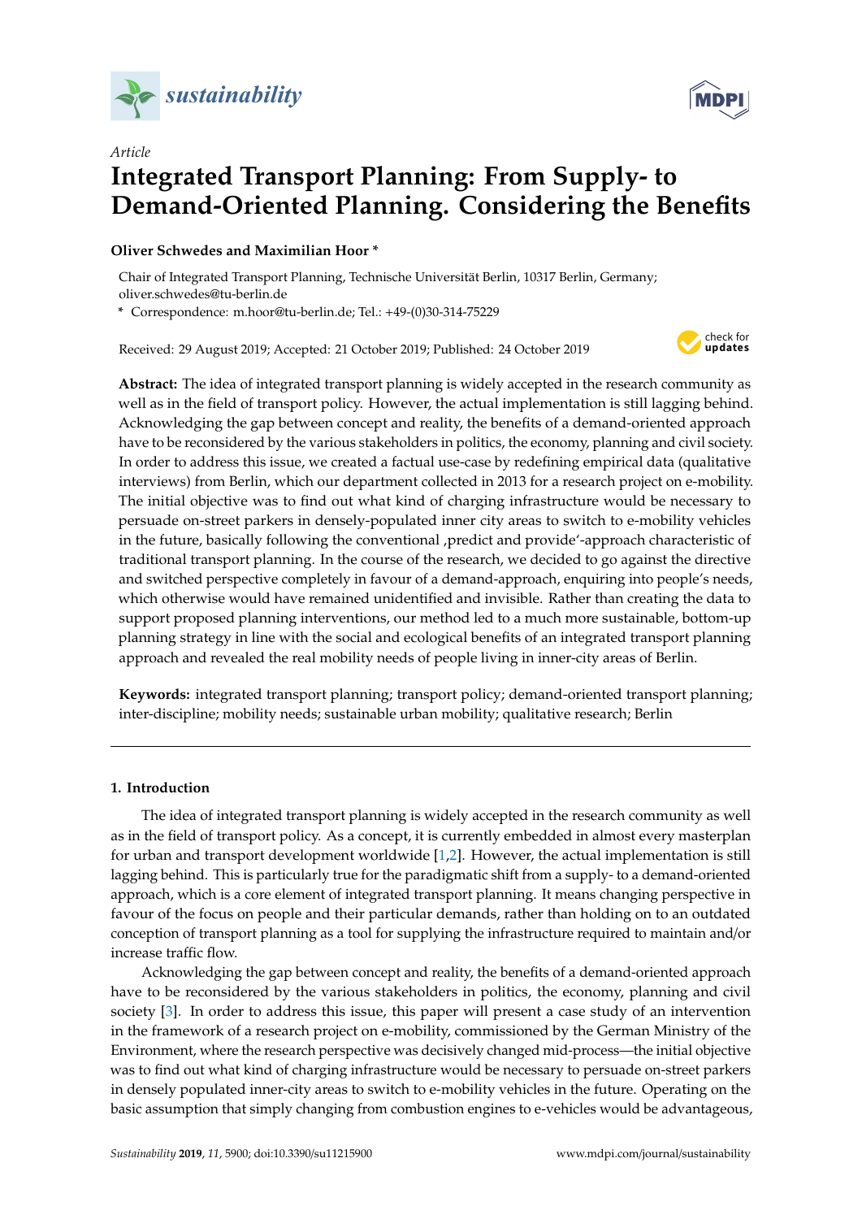*Article*

# Integrated Transport Planning: From Supply- to Demand-Oriented Planning. Considering the Benefits

**Oliver Schwedes and Maximilian Hoor ***

Chair of Integrated Transport Planning, Technische Universität Berlin, 10317 Berlin, Germany; oliver.schwedes@tu-berlin.de

* Correspondence: m.hoor@tu-berlin.de; Tel.: +49-(0)30-314-75229

Received: 29 August 2019; Accepted: 21 October 2019; Published: 24 October 2019

**Abstract:** The idea of integrated transport planning is widely accepted in the research community as well as in the field of transport policy. However, the actual implementation is still lagging behind. Acknowledging the gap between concept and reality, the benefits of a demand-oriented approach have to be reconsidered by the various stakeholders in politics, the economy, planning and civil society. In order to address this issue, we created a factual use-case by redefining empirical data (qualitative interviews) from Berlin, which our department collected in 2013 for a research project on e-mobility. The initial objective was to find out what kind of charging infrastructure would be necessary to persuade on-street parkers in densely-populated inner city areas to switch to e-mobility vehicles in the future, basically following the conventional ‚predict and provide'-approach characteristic of traditional transport planning. In the course of the research, we decided to go against the directive and switched perspective completely in favour of a demand-approach, enquiring into people's needs, which otherwise would have remained unidentified and invisible. Rather than creating the data to support proposed planning interventions, our method led to a much more sustainable, bottom-up planning strategy in line with the social and ecological benefits of an integrated transport planning approach and revealed the real mobility needs of people living in inner-city areas of Berlin.

**Keywords:** integrated transport planning; transport policy; demand-oriented transport planning; inter-discipline; mobility needs; sustainable urban mobility; qualitative research; Berlin

## 1. Introduction

The idea of integrated transport planning is widely accepted in the research community as well as in the field of transport policy. As a concept, it is currently embedded in almost every masterplan for urban and transport development worldwide [1,2]. However, the actual implementation is still lagging behind. This is particularly true for the paradigmatic shift from a supply- to a demand-oriented approach, which is a core element of integrated transport planning. It means changing perspective in favour of the focus on people and their particular demands, rather than holding on to an outdated conception of transport planning as a tool for supplying the infrastructure required to maintain and/or increase traffic flow.

Acknowledging the gap between concept and reality, the benefits of a demand-oriented approach have to be reconsidered by the various stakeholders in politics, the economy, planning and civil society [3]. In order to address this issue, this paper will present a case study of an intervention in the framework of a research project on e-mobility, commissioned by the German Ministry of the Environment, where the research perspective was decisively changed mid-process—the initial objective was to find out what kind of charging infrastructure would be necessary to persuade on-street parkers in densely populated inner-city areas to switch to e-mobility vehicles in the future. Operating on the basic assumption that simply changing from combustion engines to e-vehicles would be advantageous,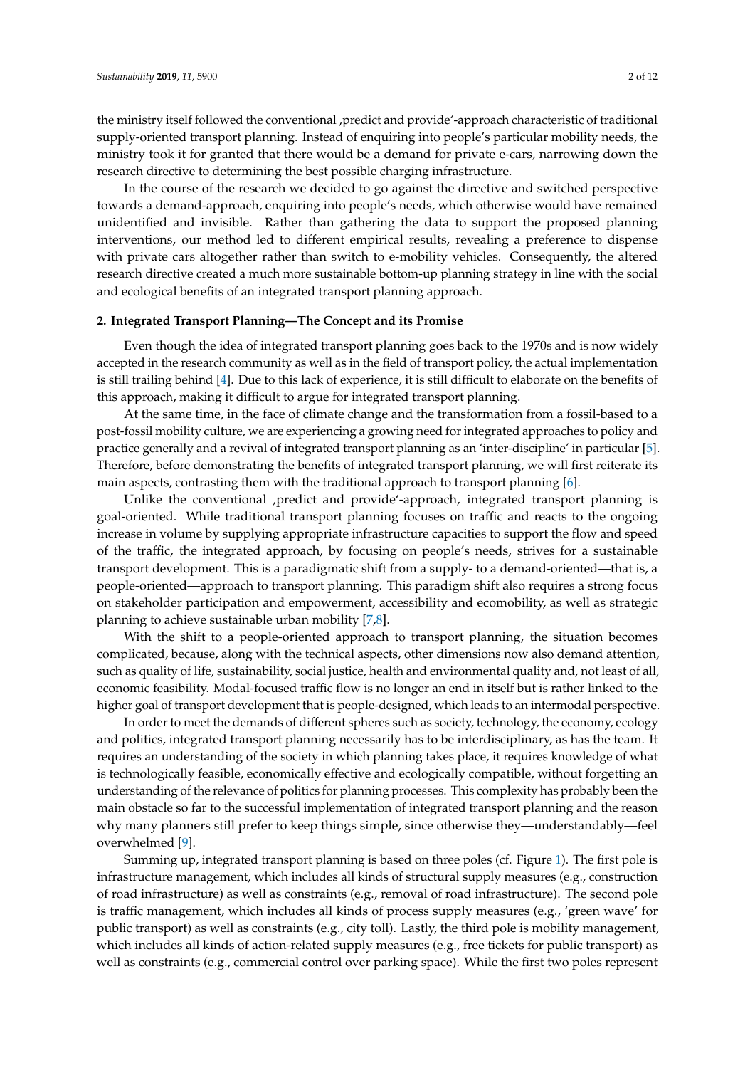the ministry itself followed the conventional ‚predict and provide'-approach characteristic of traditional supply-oriented transport planning. Instead of enquiring into people's particular mobility needs, the ministry took it for granted that there would be a demand for private e-cars, narrowing down the research directive to determining the best possible charging infrastructure.

In the course of the research we decided to go against the directive and switched perspective towards a demand-approach, enquiring into people's needs, which otherwise would have remained unidentified and invisible. Rather than gathering the data to support the proposed planning interventions, our method led to different empirical results, revealing a preference to dispense with private cars altogether rather than switch to e-mobility vehicles. Consequently, the altered research directive created a much more sustainable bottom-up planning strategy in line with the social and ecological benefits of an integrated transport planning approach.

## 2. Integrated Transport Planning—The Concept and its Promise

Even though the idea of integrated transport planning goes back to the 1970s and is now widely accepted in the research community as well as in the field of transport policy, the actual implementation is still trailing behind [4]. Due to this lack of experience, it is still difficult to elaborate on the benefits of this approach, making it difficult to argue for integrated transport planning.

At the same time, in the face of climate change and the transformation from a fossil-based to a post-fossil mobility culture, we are experiencing a growing need for integrated approaches to policy and practice generally and a revival of integrated transport planning as an 'inter-discipline' in particular [5]. Therefore, before demonstrating the benefits of integrated transport planning, we will first reiterate its main aspects, contrasting them with the traditional approach to transport planning [6].

Unlike the conventional ‚predict and provide'-approach, integrated transport planning is goal-oriented. While traditional transport planning focuses on traffic and reacts to the ongoing increase in volume by supplying appropriate infrastructure capacities to support the flow and speed of the traffic, the integrated approach, by focusing on people's needs, strives for a sustainable transport development. This is a paradigmatic shift from a supply- to a demand-oriented—that is, a people-oriented—approach to transport planning. This paradigm shift also requires a strong focus on stakeholder participation and empowerment, accessibility and ecomobility, as well as strategic planning to achieve sustainable urban mobility [7,8].

With the shift to a people-oriented approach to transport planning, the situation becomes complicated, because, along with the technical aspects, other dimensions now also demand attention, such as quality of life, sustainability, social justice, health and environmental quality and, not least of all, economic feasibility. Modal-focused traffic flow is no longer an end in itself but is rather linked to the higher goal of transport development that is people-designed, which leads to an intermodal perspective.

In order to meet the demands of different spheres such as society, technology, the economy, ecology and politics, integrated transport planning necessarily has to be interdisciplinary, as has the team. It requires an understanding of the society in which planning takes place, it requires knowledge of what is technologically feasible, economically effective and ecologically compatible, without forgetting an understanding of the relevance of politics for planning processes. This complexity has probably been the main obstacle so far to the successful implementation of integrated transport planning and the reason why many planners still prefer to keep things simple, since otherwise they—understandably—feel overwhelmed [9].

Summing up, integrated transport planning is based on three poles (cf. Figure 1). The first pole is infrastructure management, which includes all kinds of structural supply measures (e.g., construction of road infrastructure) as well as constraints (e.g., removal of road infrastructure). The second pole is traffic management, which includes all kinds of process supply measures (e.g., 'green wave' for public transport) as well as constraints (e.g., city toll). Lastly, the third pole is mobility management, which includes all kinds of action-related supply measures (e.g., free tickets for public transport) as well as constraints (e.g., commercial control over parking space). While the first two poles represent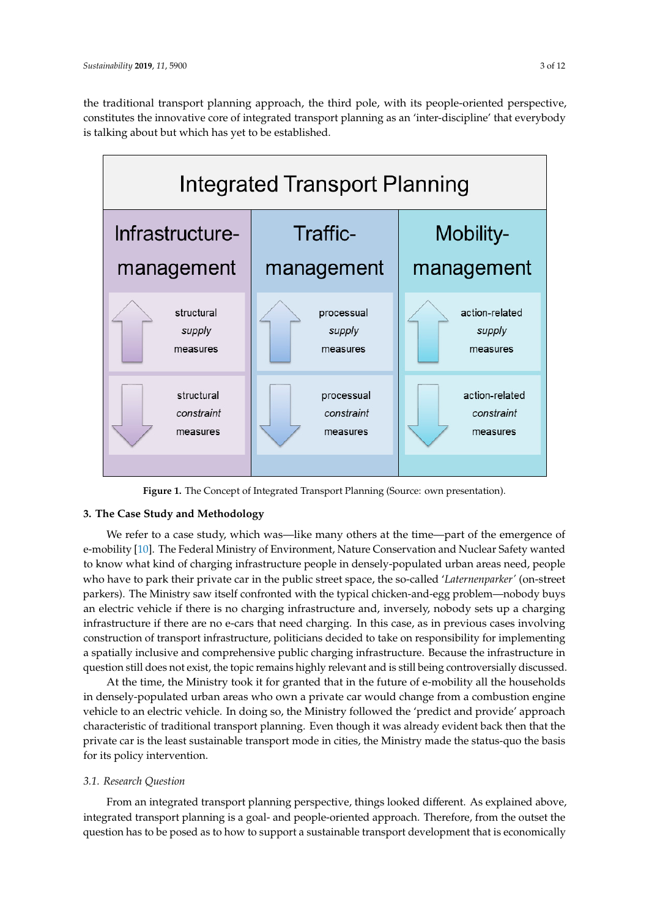the traditional transport planning approach, the third pole, with its people-oriented perspective, constitutes the innovative core of integrated transport planning as an 'inter-discipline' that everybody is talking about but which has yet to be established.

| Integrated Transport Planning | | |
|---|---|---|
| Infrastructure-management | Traffic-management | Mobility-management |
| structural *supply* measures | processual *supply* measures | action-related *supply* measures |
| structural *constraint* measures | processual *constraint* measures | action-related *constraint* measures |

**Figure 1.** The Concept of Integrated Transport Planning (Source: own presentation).

## 3. The Case Study and Methodology

We refer to a case study, which was—like many others at the time—part of the emergence of e-mobility [10]. The Federal Ministry of Environment, Nature Conservation and Nuclear Safety wanted to know what kind of charging infrastructure people in densely-populated urban areas need, people who have to park their private car in the public street space, the so-called '*Laternenparker*' (on-street parkers). The Ministry saw itself confronted with the typical chicken-and-egg problem—nobody buys an electric vehicle if there is no charging infrastructure and, inversely, nobody sets up a charging infrastructure if there are no e-cars that need charging. In this case, as in previous cases involving construction of transport infrastructure, politicians decided to take on responsibility for implementing a spatially inclusive and comprehensive public charging infrastructure. Because the infrastructure in question still does not exist, the topic remains highly relevant and is still being controversially discussed.

At the time, the Ministry took it for granted that in the future of e-mobility all the households in densely-populated urban areas who own a private car would change from a combustion engine vehicle to an electric vehicle. In doing so, the Ministry followed the 'predict and provide' approach characteristic of traditional transport planning. Even though it was already evident back then that the private car is the least sustainable transport mode in cities, the Ministry made the status-quo the basis for its policy intervention.

### 3.1. Research Question

From an integrated transport planning perspective, things looked different. As explained above, integrated transport planning is a goal- and people-oriented approach. Therefore, from the outset the question has to be posed as to how to support a sustainable transport development that is economically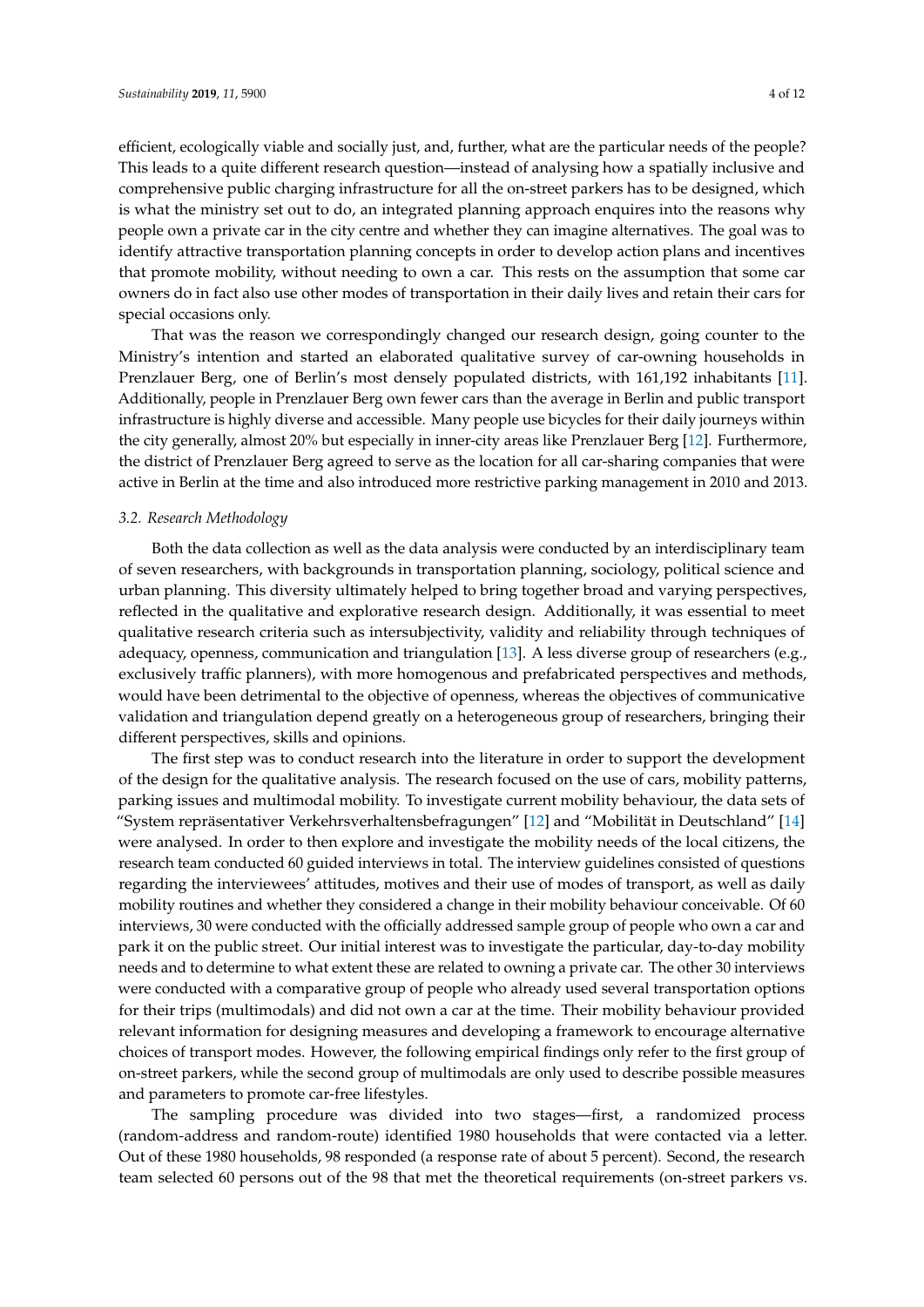efficient, ecologically viable and socially just, and, further, what are the particular needs of the people? This leads to a quite different research question—instead of analysing how a spatially inclusive and comprehensive public charging infrastructure for all the on-street parkers has to be designed, which is what the ministry set out to do, an integrated planning approach enquires into the reasons why people own a private car in the city centre and whether they can imagine alternatives. The goal was to identify attractive transportation planning concepts in order to develop action plans and incentives that promote mobility, without needing to own a car. This rests on the assumption that some car owners do in fact also use other modes of transportation in their daily lives and retain their cars for special occasions only.

That was the reason we correspondingly changed our research design, going counter to the Ministry's intention and started an elaborated qualitative survey of car-owning households in Prenzlauer Berg, one of Berlin's most densely populated districts, with 161,192 inhabitants [11]. Additionally, people in Prenzlauer Berg own fewer cars than the average in Berlin and public transport infrastructure is highly diverse and accessible. Many people use bicycles for their daily journeys within the city generally, almost 20% but especially in inner-city areas like Prenzlauer Berg [12]. Furthermore, the district of Prenzlauer Berg agreed to serve as the location for all car-sharing companies that were active in Berlin at the time and also introduced more restrictive parking management in 2010 and 2013.

### *3.2. Research Methodology*

Both the data collection as well as the data analysis were conducted by an interdisciplinary team of seven researchers, with backgrounds in transportation planning, sociology, political science and urban planning. This diversity ultimately helped to bring together broad and varying perspectives, reflected in the qualitative and explorative research design. Additionally, it was essential to meet qualitative research criteria such as intersubjectivity, validity and reliability through techniques of adequacy, openness, communication and triangulation [13]. A less diverse group of researchers (e.g., exclusively traffic planners), with more homogenous and prefabricated perspectives and methods, would have been detrimental to the objective of openness, whereas the objectives of communicative validation and triangulation depend greatly on a heterogeneous group of researchers, bringing their different perspectives, skills and opinions.

The first step was to conduct research into the literature in order to support the development of the design for the qualitative analysis. The research focused on the use of cars, mobility patterns, parking issues and multimodal mobility. To investigate current mobility behaviour, the data sets of "System repräsentativer Verkehrsverhaltensbefragungen" [12] and "Mobilität in Deutschland" [14] were analysed. In order to then explore and investigate the mobility needs of the local citizens, the research team conducted 60 guided interviews in total. The interview guidelines consisted of questions regarding the interviewees' attitudes, motives and their use of modes of transport, as well as daily mobility routines and whether they considered a change in their mobility behaviour conceivable. Of 60 interviews, 30 were conducted with the officially addressed sample group of people who own a car and park it on the public street. Our initial interest was to investigate the particular, day-to-day mobility needs and to determine to what extent these are related to owning a private car. The other 30 interviews were conducted with a comparative group of people who already used several transportation options for their trips (multimodals) and did not own a car at the time. Their mobility behaviour provided relevant information for designing measures and developing a framework to encourage alternative choices of transport modes. However, the following empirical findings only refer to the first group of on-street parkers, while the second group of multimodals are only used to describe possible measures and parameters to promote car-free lifestyles.

The sampling procedure was divided into two stages—first, a randomized process (random-address and random-route) identified 1980 households that were contacted via a letter. Out of these 1980 households, 98 responded (a response rate of about 5 percent). Second, the research team selected 60 persons out of the 98 that met the theoretical requirements (on-street parkers vs.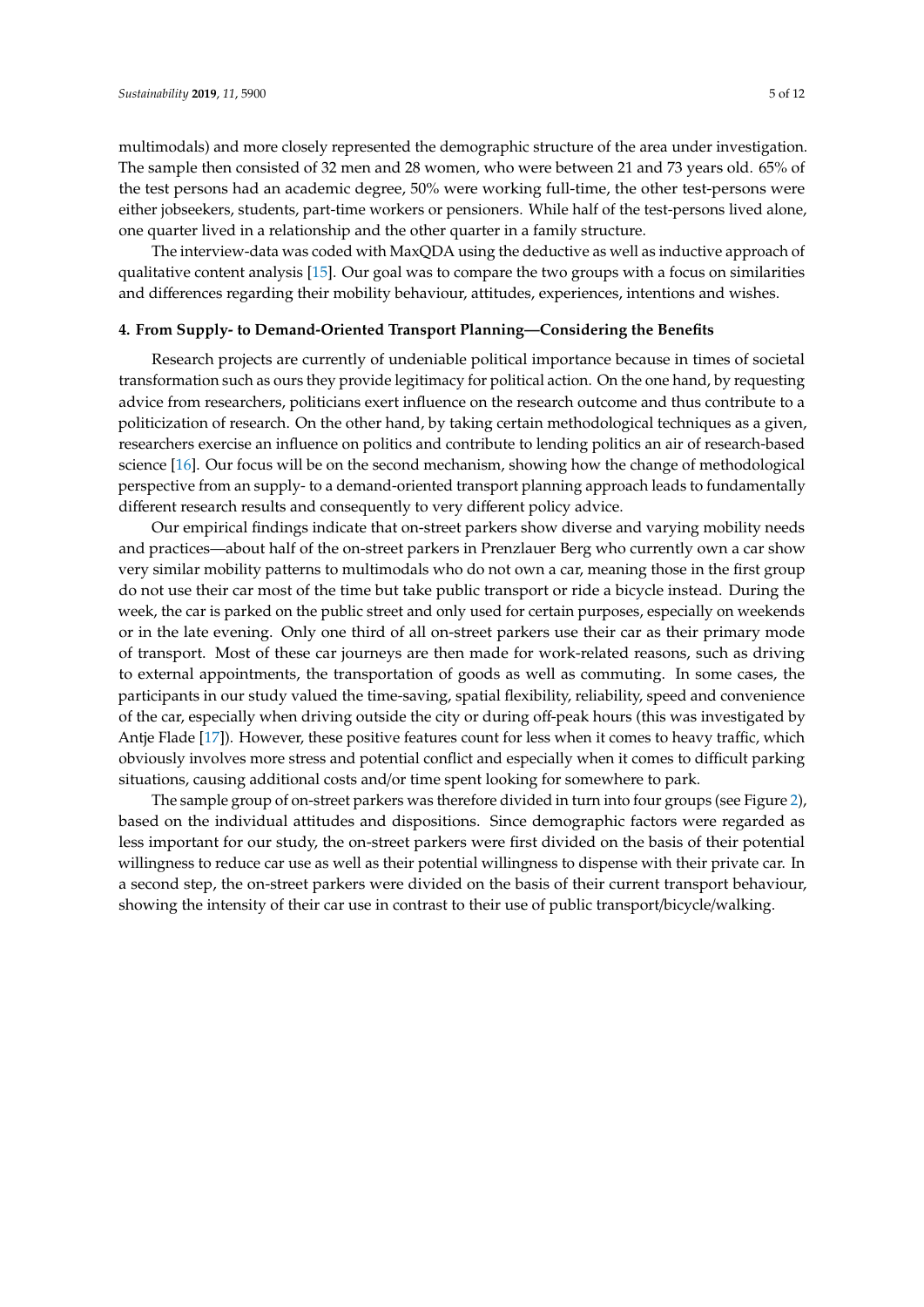multimodals) and more closely represented the demographic structure of the area under investigation. The sample then consisted of 32 men and 28 women, who were between 21 and 73 years old. 65% of the test persons had an academic degree, 50% were working full-time, the other test-persons were either jobseekers, students, part-time workers or pensioners. While half of the test-persons lived alone, one quarter lived in a relationship and the other quarter in a family structure.

The interview-data was coded with MaxQDA using the deductive as well as inductive approach of qualitative content analysis [15]. Our goal was to compare the two groups with a focus on similarities and differences regarding their mobility behaviour, attitudes, experiences, intentions and wishes.

## 4. From Supply- to Demand-Oriented Transport Planning—Considering the Benefits

Research projects are currently of undeniable political importance because in times of societal transformation such as ours they provide legitimacy for political action. On the one hand, by requesting advice from researchers, politicians exert influence on the research outcome and thus contribute to a politicization of research. On the other hand, by taking certain methodological techniques as a given, researchers exercise an influence on politics and contribute to lending politics an air of research-based science [16]. Our focus will be on the second mechanism, showing how the change of methodological perspective from an supply- to a demand-oriented transport planning approach leads to fundamentally different research results and consequently to very different policy advice.

Our empirical findings indicate that on-street parkers show diverse and varying mobility needs and practices—about half of the on-street parkers in Prenzlauer Berg who currently own a car show very similar mobility patterns to multimodals who do not own a car, meaning those in the first group do not use their car most of the time but take public transport or ride a bicycle instead. During the week, the car is parked on the public street and only used for certain purposes, especially on weekends or in the late evening. Only one third of all on-street parkers use their car as their primary mode of transport. Most of these car journeys are then made for work-related reasons, such as driving to external appointments, the transportation of goods as well as commuting. In some cases, the participants in our study valued the time-saving, spatial flexibility, reliability, speed and convenience of the car, especially when driving outside the city or during off-peak hours (this was investigated by Antje Flade [17]). However, these positive features count for less when it comes to heavy traffic, which obviously involves more stress and potential conflict and especially when it comes to difficult parking situations, causing additional costs and/or time spent looking for somewhere to park.

The sample group of on-street parkers was therefore divided in turn into four groups (see Figure 2), based on the individual attitudes and dispositions. Since demographic factors were regarded as less important for our study, the on-street parkers were first divided on the basis of their potential willingness to reduce car use as well as their potential willingness to dispense with their private car. In a second step, the on-street parkers were divided on the basis of their current transport behaviour, showing the intensity of their car use in contrast to their use of public transport/bicycle/walking.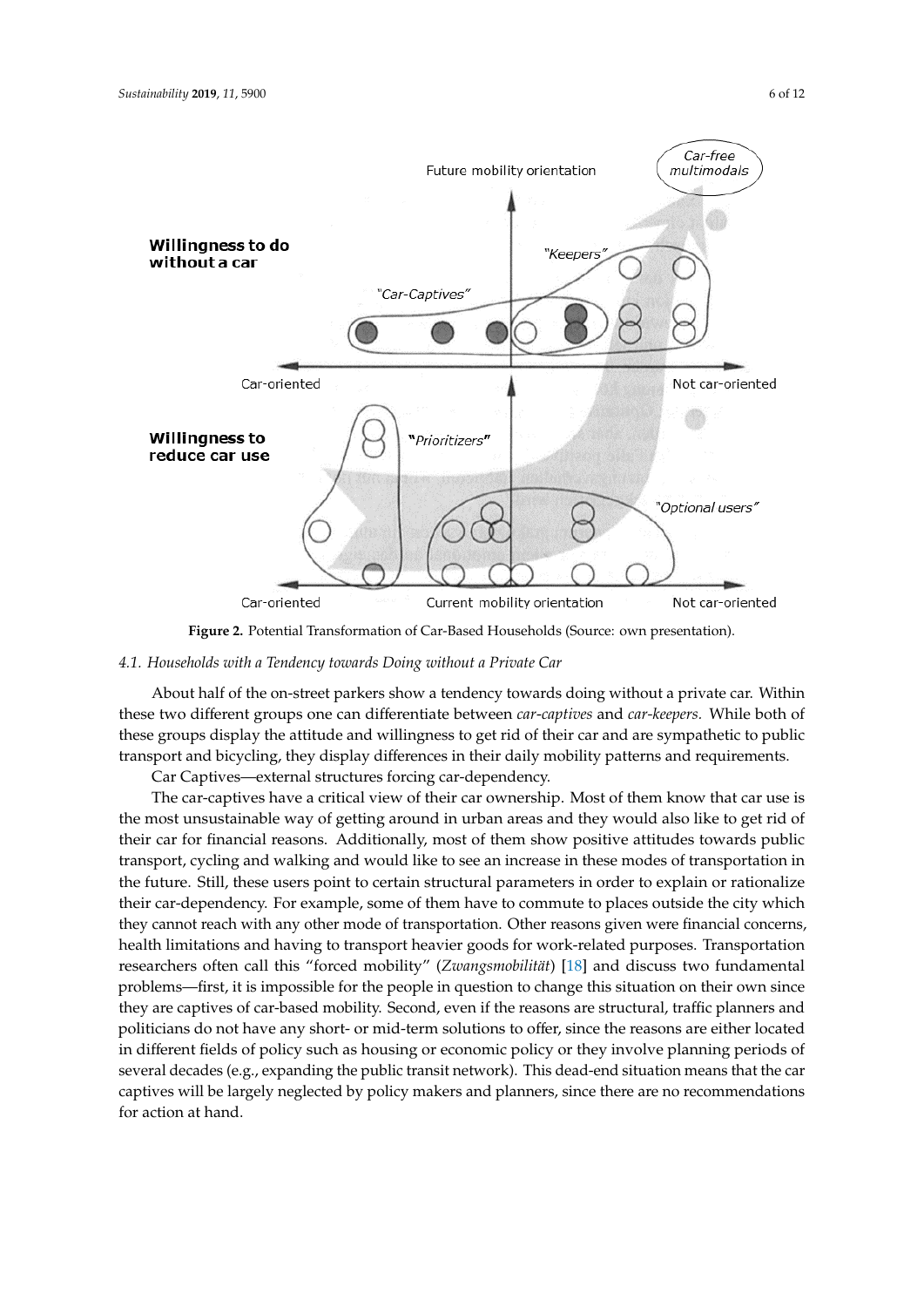Figure 2. Potential Transformation of Car-Based Households (Source: own presentation).

### 4.1. Households with a Tendency towards Doing without a Private Car

About half of the on-street parkers show a tendency towards doing without a private car. Within these two different groups one can differentiate between *car-captives* and *car-keepers*. While both of these groups display the attitude and willingness to get rid of their car and are sympathetic to public transport and bicycling, they display differences in their daily mobility patterns and requirements.

Car Captives—external structures forcing car-dependency.

The car-captives have a critical view of their car ownership. Most of them know that car use is the most unsustainable way of getting around in urban areas and they would also like to get rid of their car for financial reasons. Additionally, most of them show positive attitudes towards public transport, cycling and walking and would like to see an increase in these modes of transportation in the future. Still, these users point to certain structural parameters in order to explain or rationalize their car-dependency. For example, some of them have to commute to places outside the city which they cannot reach with any other mode of transportation. Other reasons given were financial concerns, health limitations and having to transport heavier goods for work-related purposes. Transportation researchers often call this "forced mobility" (*Zwangsmobilität*) [18] and discuss two fundamental problems—first, it is impossible for the people in question to change this situation on their own since they are captives of car-based mobility. Second, even if the reasons are structural, traffic planners and politicians do not have any short- or mid-term solutions to offer, since the reasons are either located in different fields of policy such as housing or economic policy or they involve planning periods of several decades (e.g., expanding the public transit network). This dead-end situation means that the car captives will be largely neglected by policy makers and planners, since there are no recommendations for action at hand.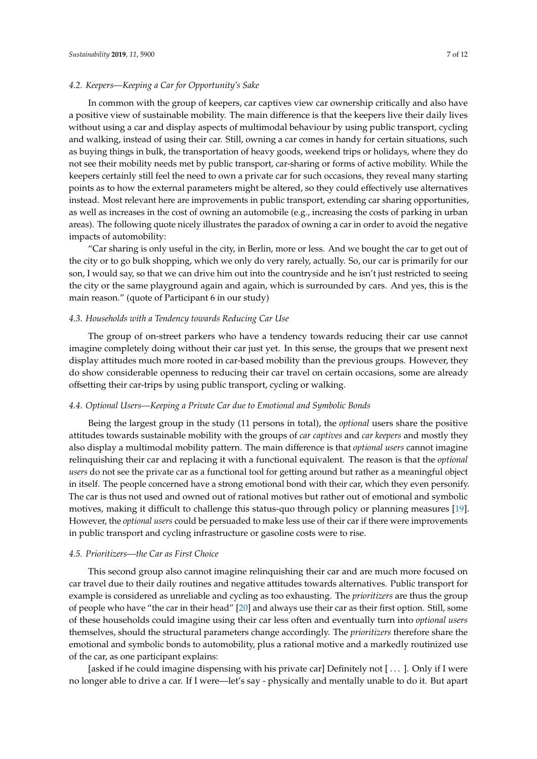### 4.2. Keepers—Keeping a Car for Opportunity's Sake

In common with the group of keepers, car captives view car ownership critically and also have a positive view of sustainable mobility. The main difference is that the keepers live their daily lives without using a car and display aspects of multimodal behaviour by using public transport, cycling and walking, instead of using their car. Still, owning a car comes in handy for certain situations, such as buying things in bulk, the transportation of heavy goods, weekend trips or holidays, where they do not see their mobility needs met by public transport, car-sharing or forms of active mobility. While the keepers certainly still feel the need to own a private car for such occasions, they reveal many starting points as to how the external parameters might be altered, so they could effectively use alternatives instead. Most relevant here are improvements in public transport, extending car sharing opportunities, as well as increases in the cost of owning an automobile (e.g., increasing the costs of parking in urban areas). The following quote nicely illustrates the paradox of owning a car in order to avoid the negative impacts of automobility:

"Car sharing is only useful in the city, in Berlin, more or less. And we bought the car to get out of the city or to go bulk shopping, which we only do very rarely, actually. So, our car is primarily for our son, I would say, so that we can drive him out into the countryside and he isn't just restricted to seeing the city or the same playground again and again, which is surrounded by cars. And yes, this is the main reason." (quote of Participant 6 in our study)

### 4.3. Households with a Tendency towards Reducing Car Use

The group of on-street parkers who have a tendency towards reducing their car use cannot imagine completely doing without their car just yet. In this sense, the groups that we present next display attitudes much more rooted in car-based mobility than the previous groups. However, they do show considerable openness to reducing their car travel on certain occasions, some are already offsetting their car-trips by using public transport, cycling or walking.

### 4.4. Optional Users—Keeping a Private Car due to Emotional and Symbolic Bonds

Being the largest group in the study (11 persons in total), the *optional* users share the positive attitudes towards sustainable mobility with the groups of *car captives* and *car keepers* and mostly they also display a multimodal mobility pattern. The main difference is that *optional users* cannot imagine relinquishing their car and replacing it with a functional equivalent. The reason is that the *optional users* do not see the private car as a functional tool for getting around but rather as a meaningful object in itself. The people concerned have a strong emotional bond with their car, which they even personify. The car is thus not used and owned out of rational motives but rather out of emotional and symbolic motives, making it difficult to challenge this status-quo through policy or planning measures [19]. However, the *optional users* could be persuaded to make less use of their car if there were improvements in public transport and cycling infrastructure or gasoline costs were to rise.

### 4.5. Prioritizers—the Car as First Choice

This second group also cannot imagine relinquishing their car and are much more focused on car travel due to their daily routines and negative attitudes towards alternatives. Public transport for example is considered as unreliable and cycling as too exhausting. The *prioritizers* are thus the group of people who have "the car in their head" [20] and always use their car as their first option. Still, some of these households could imagine using their car less often and eventually turn into *optional users* themselves, should the structural parameters change accordingly. The *prioritizers* therefore share the emotional and symbolic bonds to automobility, plus a rational motive and a markedly routinized use of the car, as one participant explains:

[asked if he could imagine dispensing with his private car] Definitely not [ . . . ]. Only if I were no longer able to drive a car. If I were—let's say - physically and mentally unable to do it. But apart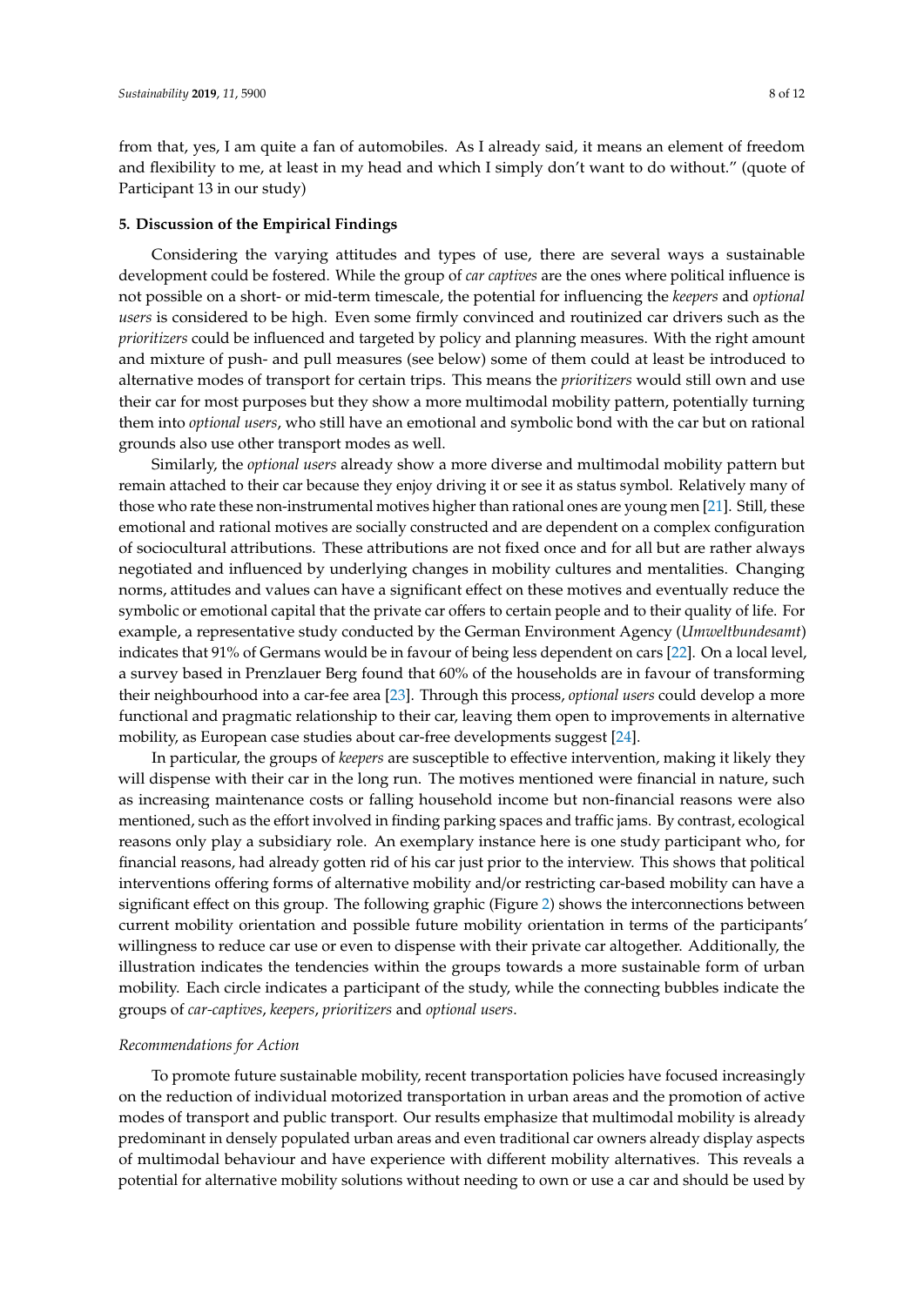from that, yes, I am quite a fan of automobiles. As I already said, it means an element of freedom and flexibility to me, at least in my head and which I simply don't want to do without." (quote of Participant 13 in our study)

## 5. Discussion of the Empirical Findings

Considering the varying attitudes and types of use, there are several ways a sustainable development could be fostered. While the group of *car captives* are the ones where political influence is not possible on a short- or mid-term timescale, the potential for influencing the *keepers* and *optional users* is considered to be high. Even some firmly convinced and routinized car drivers such as the *prioritizers* could be influenced and targeted by policy and planning measures. With the right amount and mixture of push- and pull measures (see below) some of them could at least be introduced to alternative modes of transport for certain trips. This means the *prioritizers* would still own and use their car for most purposes but they show a more multimodal mobility pattern, potentially turning them into *optional users*, who still have an emotional and symbolic bond with the car but on rational grounds also use other transport modes as well.

Similarly, the *optional users* already show a more diverse and multimodal mobility pattern but remain attached to their car because they enjoy driving it or see it as status symbol. Relatively many of those who rate these non-instrumental motives higher than rational ones are young men [21]. Still, these emotional and rational motives are socially constructed and are dependent on a complex configuration of sociocultural attributions. These attributions are not fixed once and for all but are rather always negotiated and influenced by underlying changes in mobility cultures and mentalities. Changing norms, attitudes and values can have a significant effect on these motives and eventually reduce the symbolic or emotional capital that the private car offers to certain people and to their quality of life. For example, a representative study conducted by the German Environment Agency (*Umweltbundesamt*) indicates that 91% of Germans would be in favour of being less dependent on cars [22]. On a local level, a survey based in Prenzlauer Berg found that 60% of the households are in favour of transforming their neighbourhood into a car-fee area [23]. Through this process, *optional users* could develop a more functional and pragmatic relationship to their car, leaving them open to improvements in alternative mobility, as European case studies about car-free developments suggest [24].

In particular, the groups of *keepers* are susceptible to effective intervention, making it likely they will dispense with their car in the long run. The motives mentioned were financial in nature, such as increasing maintenance costs or falling household income but non-financial reasons were also mentioned, such as the effort involved in finding parking spaces and traffic jams. By contrast, ecological reasons only play a subsidiary role. An exemplary instance here is one study participant who, for financial reasons, had already gotten rid of his car just prior to the interview. This shows that political interventions offering forms of alternative mobility and/or restricting car-based mobility can have a significant effect on this group. The following graphic (Figure 2) shows the interconnections between current mobility orientation and possible future mobility orientation in terms of the participants' willingness to reduce car use or even to dispense with their private car altogether. Additionally, the illustration indicates the tendencies within the groups towards a more sustainable form of urban mobility. Each circle indicates a participant of the study, while the connecting bubbles indicate the groups of *car-captives*, *keepers*, *prioritizers* and *optional users*.

### *Recommendations for Action*

To promote future sustainable mobility, recent transportation policies have focused increasingly on the reduction of individual motorized transportation in urban areas and the promotion of active modes of transport and public transport. Our results emphasize that multimodal mobility is already predominant in densely populated urban areas and even traditional car owners already display aspects of multimodal behaviour and have experience with different mobility alternatives. This reveals a potential for alternative mobility solutions without needing to own or use a car and should be used by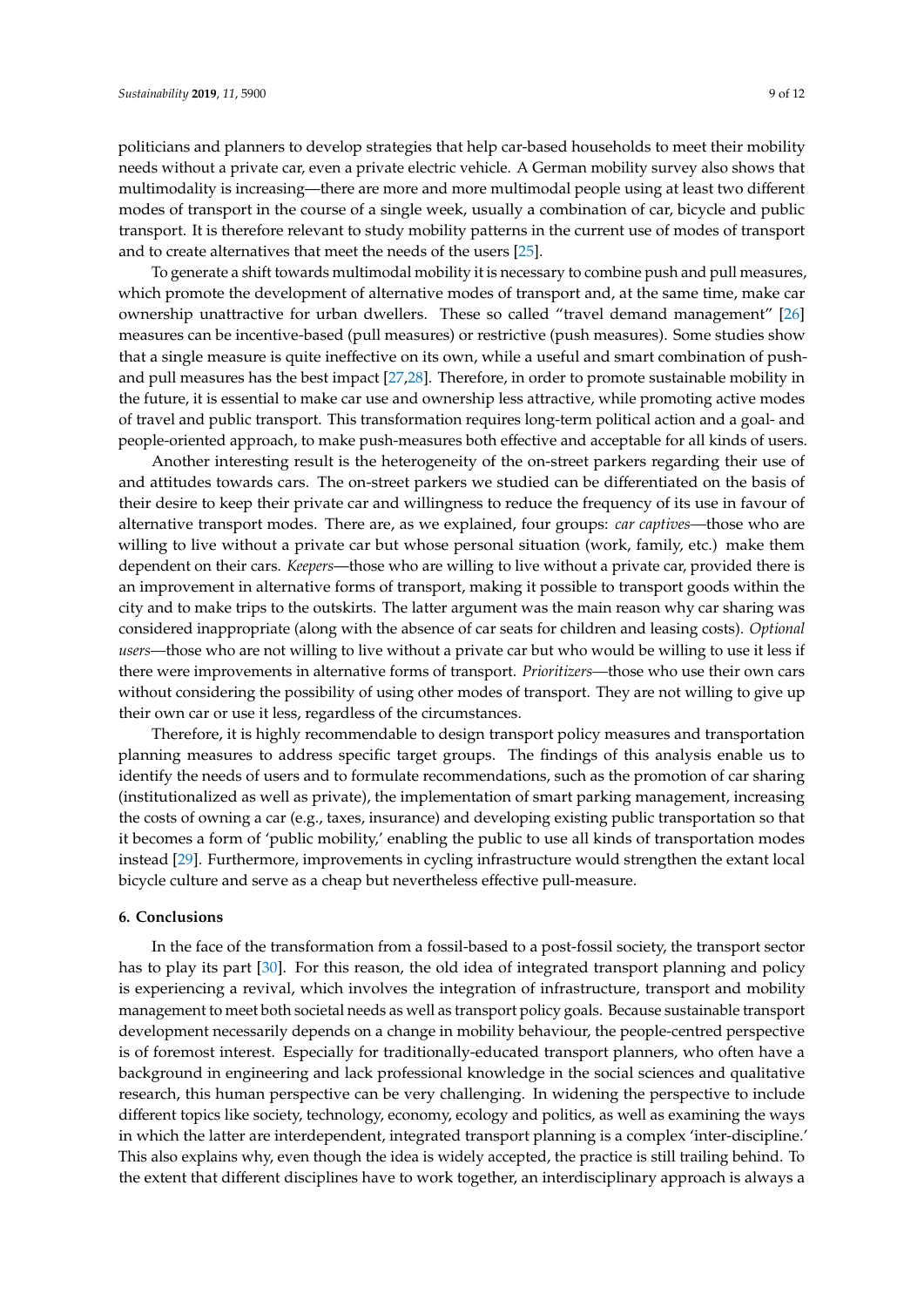politicians and planners to develop strategies that help car-based households to meet their mobility needs without a private car, even a private electric vehicle. A German mobility survey also shows that multimodality is increasing—there are more and more multimodal people using at least two different modes of transport in the course of a single week, usually a combination of car, bicycle and public transport. It is therefore relevant to study mobility patterns in the current use of modes of transport and to create alternatives that meet the needs of the users [25].

To generate a shift towards multimodal mobility it is necessary to combine push and pull measures, which promote the development of alternative modes of transport and, at the same time, make car ownership unattractive for urban dwellers. These so called "travel demand management" [26] measures can be incentive-based (pull measures) or restrictive (push measures). Some studies show that a single measure is quite ineffective on its own, while a useful and smart combination of push- and pull measures has the best impact [27,28]. Therefore, in order to promote sustainable mobility in the future, it is essential to make car use and ownership less attractive, while promoting active modes of travel and public transport. This transformation requires long-term political action and a goal- and people-oriented approach, to make push-measures both effective and acceptable for all kinds of users.

Another interesting result is the heterogeneity of the on-street parkers regarding their use of and attitudes towards cars. The on-street parkers we studied can be differentiated on the basis of their desire to keep their private car and willingness to reduce the frequency of its use in favour of alternative transport modes. There are, as we explained, four groups: *car captives*—those who are willing to live without a private car but whose personal situation (work, family, etc.) make them dependent on their cars. *Keepers*—those who are willing to live without a private car, provided there is an improvement in alternative forms of transport, making it possible to transport goods within the city and to make trips to the outskirts. The latter argument was the main reason why car sharing was considered inappropriate (along with the absence of car seats for children and leasing costs). *Optional users*—those who are not willing to live without a private car but who would be willing to use it less if there were improvements in alternative forms of transport. *Prioritizers*—those who use their own cars without considering the possibility of using other modes of transport. They are not willing to give up their own car or use it less, regardless of the circumstances.

Therefore, it is highly recommendable to design transport policy measures and transportation planning measures to address specific target groups. The findings of this analysis enable us to identify the needs of users and to formulate recommendations, such as the promotion of car sharing (institutionalized as well as private), the implementation of smart parking management, increasing the costs of owning a car (e.g., taxes, insurance) and developing existing public transportation so that it becomes a form of 'public mobility,' enabling the public to use all kinds of transportation modes instead [29]. Furthermore, improvements in cycling infrastructure would strengthen the extant local bicycle culture and serve as a cheap but nevertheless effective pull-measure.

## 6. Conclusions

In the face of the transformation from a fossil-based to a post-fossil society, the transport sector has to play its part [30]. For this reason, the old idea of integrated transport planning and policy is experiencing a revival, which involves the integration of infrastructure, transport and mobility management to meet both societal needs as well as transport policy goals. Because sustainable transport development necessarily depends on a change in mobility behaviour, the people-centred perspective is of foremost interest. Especially for traditionally-educated transport planners, who often have a background in engineering and lack professional knowledge in the social sciences and qualitative research, this human perspective can be very challenging. In widening the perspective to include different topics like society, technology, economy, ecology and politics, as well as examining the ways in which the latter are interdependent, integrated transport planning is a complex 'inter-discipline.' This also explains why, even though the idea is widely accepted, the practice is still trailing behind. To the extent that different disciplines have to work together, an interdisciplinary approach is always a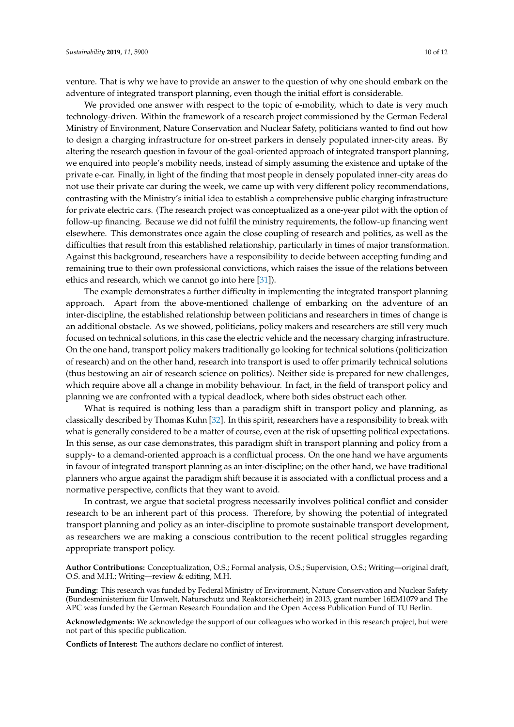venture. That is why we have to provide an answer to the question of why one should embark on the adventure of integrated transport planning, even though the initial effort is considerable.

We provided one answer with respect to the topic of e-mobility, which to date is very much technology-driven. Within the framework of a research project commissioned by the German Federal Ministry of Environment, Nature Conservation and Nuclear Safety, politicians wanted to find out how to design a charging infrastructure for on-street parkers in densely populated inner-city areas. By altering the research question in favour of the goal-oriented approach of integrated transport planning, we enquired into people's mobility needs, instead of simply assuming the existence and uptake of the private e-car. Finally, in light of the finding that most people in densely populated inner-city areas do not use their private car during the week, we came up with very different policy recommendations, contrasting with the Ministry's initial idea to establish a comprehensive public charging infrastructure for private electric cars. (The research project was conceptualized as a one-year pilot with the option of follow-up financing. Because we did not fulfil the ministry requirements, the follow-up financing went elsewhere. This demonstrates once again the close coupling of research and politics, as well as the difficulties that result from this established relationship, particularly in times of major transformation. Against this background, researchers have a responsibility to decide between accepting funding and remaining true to their own professional convictions, which raises the issue of the relations between ethics and research, which we cannot go into here [31]).

The example demonstrates a further difficulty in implementing the integrated transport planning approach. Apart from the above-mentioned challenge of embarking on the adventure of an inter-discipline, the established relationship between politicians and researchers in times of change is an additional obstacle. As we showed, politicians, policy makers and researchers are still very much focused on technical solutions, in this case the electric vehicle and the necessary charging infrastructure. On the one hand, transport policy makers traditionally go looking for technical solutions (politicization of research) and on the other hand, research into transport is used to offer primarily technical solutions (thus bestowing an air of research science on politics). Neither side is prepared for new challenges, which require above all a change in mobility behaviour. In fact, in the field of transport policy and planning we are confronted with a typical deadlock, where both sides obstruct each other.

What is required is nothing less than a paradigm shift in transport policy and planning, as classically described by Thomas Kuhn [32]. In this spirit, researchers have a responsibility to break with what is generally considered to be a matter of course, even at the risk of upsetting political expectations. In this sense, as our case demonstrates, this paradigm shift in transport planning and policy from a supply- to a demand-oriented approach is a conflictual process. On the one hand we have arguments in favour of integrated transport planning as an inter-discipline; on the other hand, we have traditional planners who argue against the paradigm shift because it is associated with a conflictual process and a normative perspective, conflicts that they want to avoid.

In contrast, we argue that societal progress necessarily involves political conflict and consider research to be an inherent part of this process. Therefore, by showing the potential of integrated transport planning and policy as an inter-discipline to promote sustainable transport development, as researchers we are making a conscious contribution to the recent political struggles regarding appropriate transport policy.

**Author Contributions:** Conceptualization, O.S.; Formal analysis, O.S.; Supervision, O.S.; Writing—original draft, O.S. and M.H.; Writing—review & editing, M.H.

**Funding:** This research was funded by Federal Ministry of Environment, Nature Conservation and Nuclear Safety (Bundesministerium für Umwelt, Naturschutz und Reaktorsicherheit) in 2013, grant number 16EM1079 and The APC was funded by the German Research Foundation and the Open Access Publication Fund of TU Berlin.

**Acknowledgments:** We acknowledge the support of our colleagues who worked in this research project, but were not part of this specific publication.

**Conflicts of Interest:** The authors declare no conflict of interest.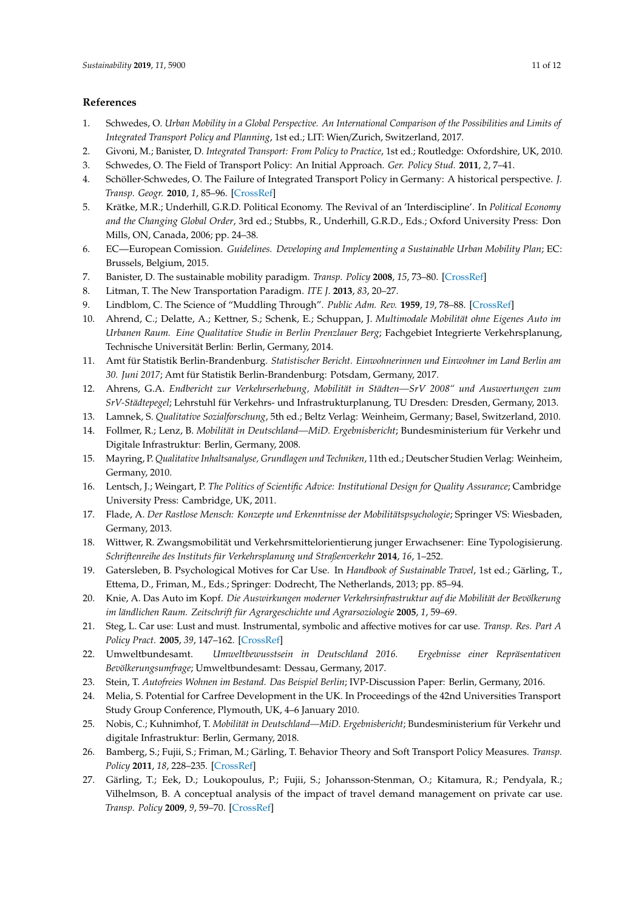## References

1. Schwedes, O. *Urban Mobility in a Global Perspective. An International Comparison of the Possibilities and Limits of Integrated Transport Policy and Planning*, 1st ed.; LIT: Wien/Zurich, Switzerland, 2017.
2. Givoni, M.; Banister, D. *Integrated Transport: From Policy to Practice*, 1st ed.; Routledge: Oxfordshire, UK, 2010.
3. Schwedes, O. The Field of Transport Policy: An Initial Approach. *Ger. Policy Stud.* **2011**, *2*, 7–41.
4. Schöller-Schwedes, O. The Failure of Integrated Transport Policy in Germany: A historical perspective. *J. Transp. Geogr.* **2010**, *1*, 85–96. [CrossRef]
5. Krätke, M.R.; Underhill, G.R.D. Political Economy. The Revival of an 'Interdiscipline'. In *Political Economy and the Changing Global Order*, 3rd ed.; Stubbs, R., Underhill, G.R.D., Eds.; Oxford University Press: Don Mills, ON, Canada, 2006; pp. 24–38.
6. EC—European Comission. *Guidelines. Developing and Implementing a Sustainable Urban Mobility Plan*; EC: Brussels, Belgium, 2015.
7. Banister, D. The sustainable mobility paradigm. *Transp. Policy* **2008**, *15*, 73–80. [CrossRef]
8. Litman, T. The New Transportation Paradigm. *ITE J.* **2013**, *83*, 20–27.
9. Lindblom, C. The Science of "Muddling Through". *Public Adm. Rev.* **1959**, *19*, 78–88. [CrossRef]
10. Ahrend, C.; Delatte, A.; Kettner, S.; Schenk, E.; Schuppan, J. *Multimodale Mobilität ohne Eigenes Auto im Urbanen Raum. Eine Qualitative Studie in Berlin Prenzlauer Berg*; Fachgebiet Integrierte Verkehrsplanung, Technische Universität Berlin: Berlin, Germany, 2014.
11. Amt für Statistik Berlin-Brandenburg. *Statistischer Bericht. Einwohnerinnen und Einwohner im Land Berlin am 30. Juni 2017*; Amt für Statistik Berlin-Brandenburg: Potsdam, Germany, 2017.
12. Ahrens, G.A. *Endbericht zur Verkehrserhebung, Mobilität in Städten—SrV 2008" und Auswertungen zum SrV-Städtepegel*; Lehrstuhl für Verkehrs- und Infrastrukturplanung, TU Dresden: Dresden, Germany, 2013.
13. Lamnek, S. *Qualitative Sozialforschung*, 5th ed.; Beltz Verlag: Weinheim, Germany; Basel, Switzerland, 2010.
14. Follmer, R.; Lenz, B. *Mobilität in Deutschland—MiD. Ergebnisbericht*; Bundesministerium für Verkehr und Digitale Infrastruktur: Berlin, Germany, 2008.
15. Mayring, P. *Qualitative Inhaltsanalyse, Grundlagen und Techniken*, 11th ed.; Deutscher Studien Verlag: Weinheim, Germany, 2010.
16. Lentsch, J.; Weingart, P. *The Politics of Scientific Advice: Institutional Design for Quality Assurance*; Cambridge University Press: Cambridge, UK, 2011.
17. Flade, A. *Der Rastlose Mensch: Konzepte und Erkenntnisse der Mobilitätspsychologie*; Springer VS: Wiesbaden, Germany, 2013.
18. Wittwer, R. Zwangsmobilität und Verkehrsmittelorientierung junger Erwachsener: Eine Typologisierung. *Schriftenreihe des Instituts für Verkehrsplanung und Straßenverkehr* **2014**, *16*, 1–252.
19. Gatersleben, B. Psychological Motives for Car Use. In *Handbook of Sustainable Travel*, 1st ed.; Gärling, T., Ettema, D., Friman, M., Eds.; Springer: Dodrecht, The Netherlands, 2013; pp. 85–94.
20. Knie, A. Das Auto im Kopf. *Die Auswirkungen moderner Verkehrsinfrastruktur auf die Mobilität der Bevölkerung im ländlichen Raum. Zeitschrift für Agrargeschichte und Agrarsoziologie* **2005**, *1*, 59–69.
21. Steg, L. Car use: Lust and must. Instrumental, symbolic and affective motives for car use. *Transp. Res. Part A Policy Pract.* **2005**, *39*, 147–162. [CrossRef]
22. Umweltbundesamt. *Umweltbewusstsein in Deutschland 2016. Ergebnisse einer Repräsentativen Bevölkerungsumfrage*; Umweltbundesamt: Dessau, Germany, 2017.
23. Stein, T. *Autofreies Wohnen im Bestand. Das Beispiel Berlin*; IVP-Discussion Paper: Berlin, Germany, 2016.
24. Melia, S. Potential for Carfree Development in the UK. In Proceedings of the 42nd Universities Transport Study Group Conference, Plymouth, UK, 4–6 January 2010.
25. Nobis, C.; Kuhnimhof, T. *Mobilität in Deutschland—MiD. Ergebnisbericht*; Bundesministerium für Verkehr und digitale Infrastruktur: Berlin, Germany, 2018.
26. Bamberg, S.; Fujii, S.; Friman, M.; Gärling, T. Behavior Theory and Soft Transport Policy Measures. *Transp. Policy* **2011**, *18*, 228–235. [CrossRef]
27. Gärling, T.; Eek, D.; Loukopoulus, P.; Fujii, S.; Johansson-Stenman, O.; Kitamura, R.; Pendyala, R.; Vilhelmson, B. A conceptual analysis of the impact of travel demand management on private car use. *Transp. Policy* **2009**, *9*, 59–70. [CrossRef]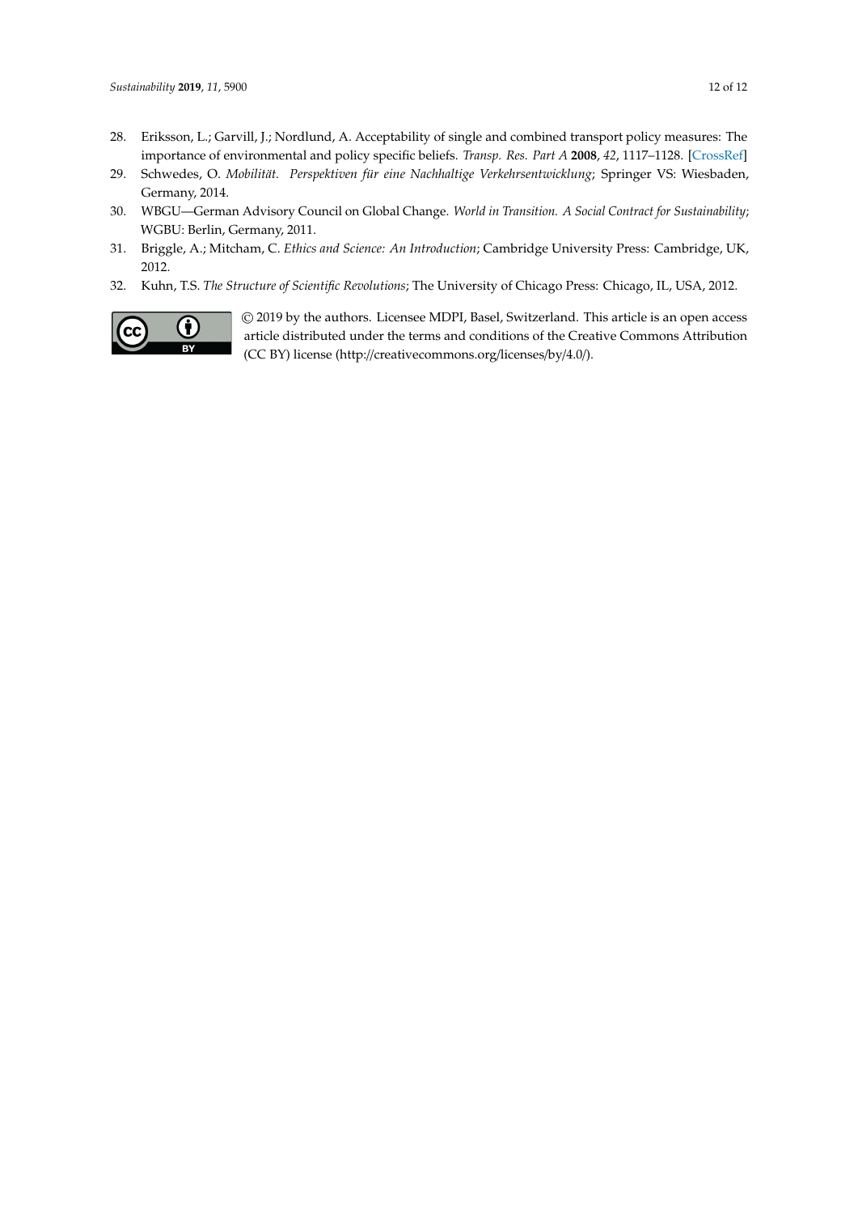28. Eriksson, L.; Garvill, J.; Nordlund, A. Acceptability of single and combined transport policy measures: The importance of environmental and policy specific beliefs. *Transp. Res. Part A* **2008**, *42*, 1117–1128. [CrossRef]
29. Schwedes, O. *Mobilität. Perspektiven für eine Nachhaltige Verkehrsentwicklung*; Springer VS: Wiesbaden, Germany, 2014.
30. WBGU—German Advisory Council on Global Change. *World in Transition. A Social Contract for Sustainability*; WGBU: Berlin, Germany, 2011.
31. Briggle, A.; Mitcham, C. *Ethics and Science: An Introduction*; Cambridge University Press: Cambridge, UK, 2012.
32. Kuhn, T.S. *The Structure of Scientific Revolutions*; The University of Chicago Press: Chicago, IL, USA, 2012.

© 2019 by the authors. Licensee MDPI, Basel, Switzerland. This article is an open access article distributed under the terms and conditions of the Creative Commons Attribution (CC BY) license (http://creativecommons.org/licenses/by/4.0/).